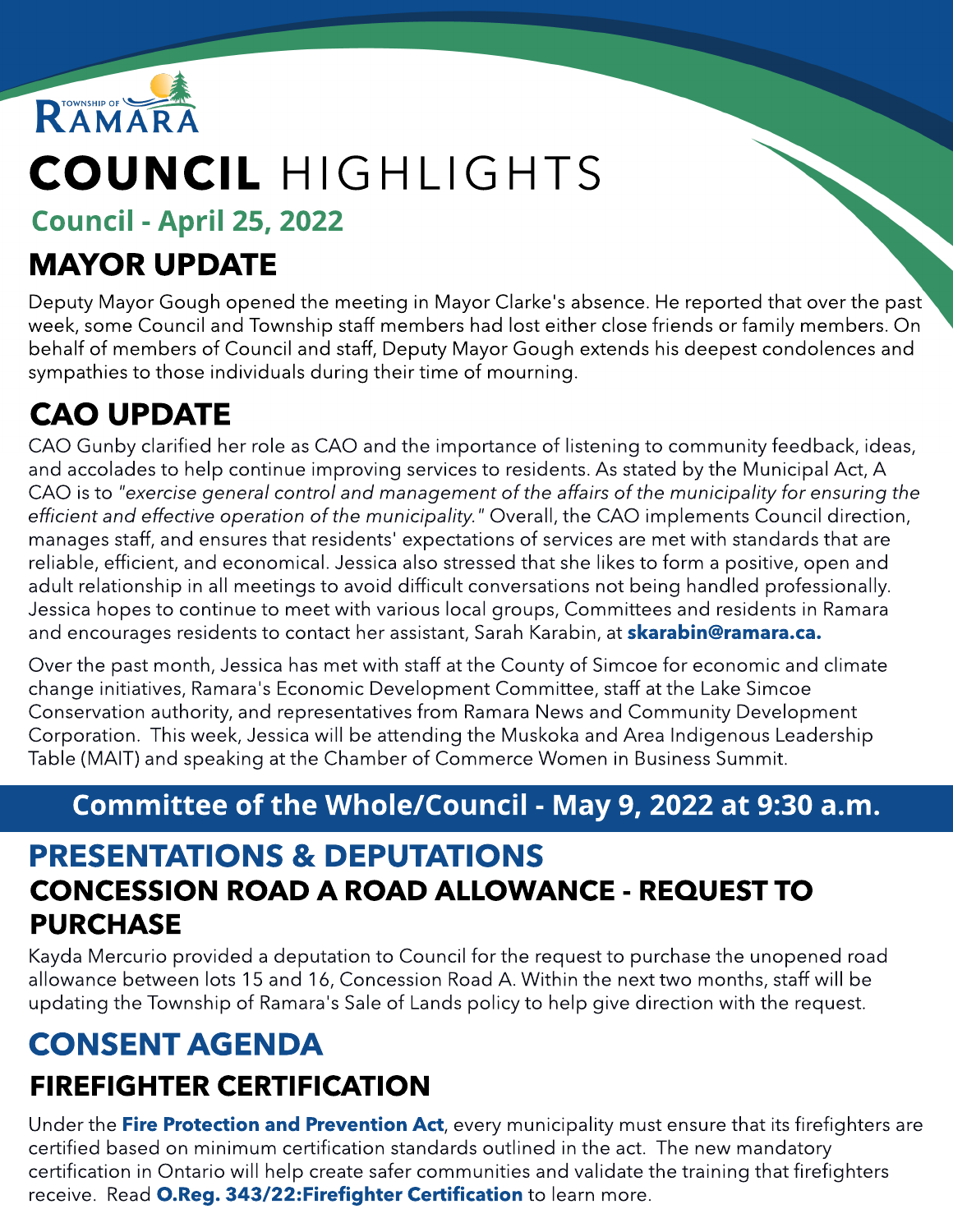TOWNSHIP OF RAMARA

# COUNCIL HIGHLIGHTS

## Council - April 25, 2022

## MAYOR UPDATE

Deputy Mayor Gough opened the meeting in Mayor Clarke's absence. He reported that over the past week, some Council and Township staff members had lost either close friends or family members. On behalf of members of Council and staff, Deputy Mayor Gough extends his deepest condolences and sympathies to those individuals during their time of mourning.

## CAO UPDATE

CAO Gunby clarified her role as CAO and the importance of listening to community feedback, ideas, and accolades to help continue improving services to residents. As stated by the Municipal Act, A CAO is to *"exercise general control and management of the affairs of the municipality for ensuring the efficient and effective operation of the municipality."* Overall, the CAO implements Council direction, manages staff, and ensures that residents' expectations of services are met with standards that are reliable, efficient, and economical. Jessica also stressed that she likes to form a positive, open and adult relationship in all meetings to avoid difficult conversations not being handled professionally. Jessica hopes to continue to meet with various local groups, Committees and residents in Ramara and encourages residents to contact her assistant, Sarah Karabin, at **skarabin@ramara.ca.**

Over the past month, Jessica has met with staff at the County of Simcoe for economic and climate change initiatives, Ramara's Economic Development Committee, staff at the Lake Simcoe Conservation authority, and representatives from Ramara News and Community Development Corporation. This week, Jessica will be attending the Muskoka and Area Indigenous Leadership Table (MAIT) and speaking at the Chamber of Commerce Women in Business Summit.

## Committee of the Whole/Council - May 9, 2022 at 9:30 a.m.

## PRESENTATIONS & DEPUTATIONS

### CONCESSION ROAD A ROAD ALLOWANCE - REQUEST TO PURCHASE

Kayda Mercurio provided a deputation to Council for the request to purchase the unopened road allowance between lots 15 and 16, Concession Road A. Within the next two months, staff will be updating the Township of Ramara's Sale of Lands policy to help give direction with the request.

## CONSENT AGENDA

### FIREFIGHTER CERTIFICATION

Under the **Fire Protection and Prevention Act**, every municipality must ensure that its firefighters are certified based on minimum certification standards outlined in the act. The new mandatory certification in Ontario will help create safer communities and validate the training that firefighters receive. Read **O.Reg. 343/22:Firefighter Certification** to learn more.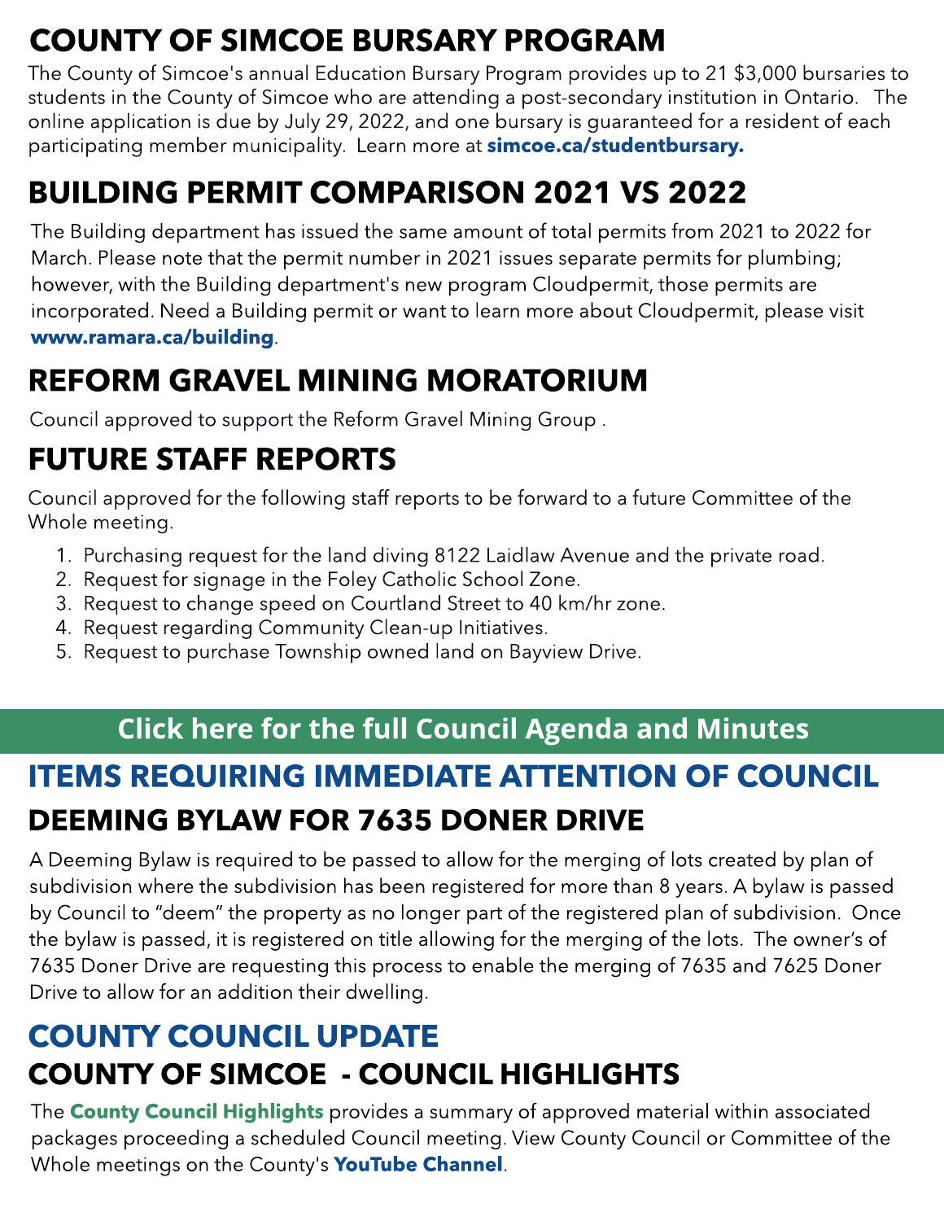## COUNTY OF SIMCOE BURSARY PROGRAM

The County of Simcoe's annual Education Bursary Program provides up to 21 $3,000 bursaries to students in the County of Simcoe who are attending a post-secondary institution in Ontario. The online application is due by July 29, 2022, and one bursary is guaranteed for a resident of each participating member municipality. Learn more at **simcoe.ca/studentbursary.**

## BUILDING PERMIT COMPARISON 2021 VS 2022

The Building department has issued the same amount of total permits from 2021 to 2022 for March. Please note that the permit number in 2021 issues separate permits for plumbing; however, with the Building department's new program Cloudpermit, those permits are incorporated. Need a Building permit or want to learn more about Cloudpermit, please visit **www.ramara.ca/building**.

## REFORM GRAVEL MINING MORATORIUM

Council approved to support the Reform Gravel Mining Group .

## FUTURE STAFF REPORTS

Council approved for the following staff reports to be forward to a future Committee of the Whole meeting.

1. Purchasing request for the land diving 8122 Laidlaw Avenue and the private road.
2. Request for signage in the Foley Catholic School Zone.
3. Request to change speed on Courtland Street to 40 km/hr zone.
4. Request regarding Community Clean-up Initiatives.
5. Request to purchase Township owned land on Bayview Drive.

**Click here for the full Council Agenda and Minutes**

## ITEMS REQUIRING IMMEDIATE ATTENTION OF COUNCIL

## DEEMING BYLAW FOR 7635 DONER DRIVE

A Deeming Bylaw is required to be passed to allow for the merging of lots created by plan of subdivision where the subdivision has been registered for more than 8 years. A bylaw is passed by Council to "deem" the property as no longer part of the registered plan of subdivision. Once the bylaw is passed, it is registered on title allowing for the merging of the lots. The owner's of 7635 Doner Drive are requesting this process to enable the merging of 7635 and 7625 Doner Drive to allow for an addition their dwelling.

## COUNTY COUNCIL UPDATE

## COUNTY OF SIMCOE - COUNCIL HIGHLIGHTS

The **County Council Highlights** provides a summary of approved material within associated packages proceeding a scheduled Council meeting. View County Council or Committee of the Whole meetings on the County's **YouTube Channel**.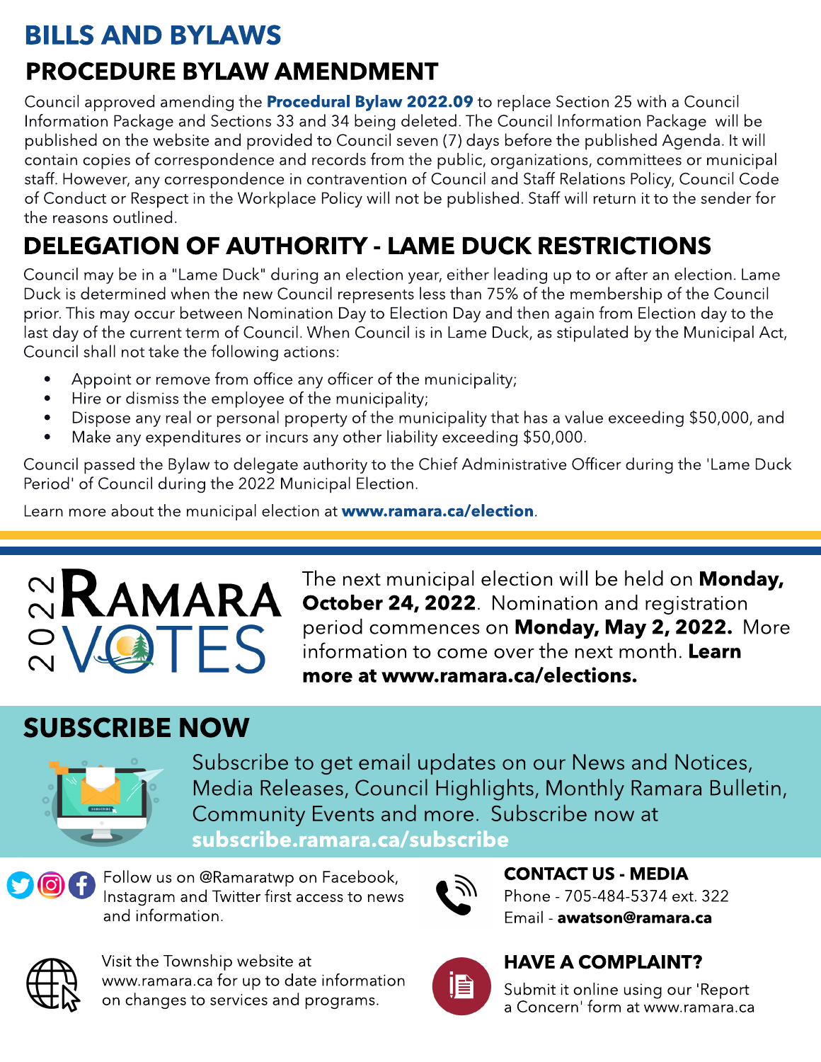# BILLS AND BYLAWS

## PROCEDURE BYLAW AMENDMENT

Council approved amending the **Procedural Bylaw 2022.09** to replace Section 25 with a Council Information Package and Sections 33 and 34 being deleted. The Council Information Package will be published on the website and provided to Council seven (7) days before the published Agenda. It will contain copies of correspondence and records from the public, organizations, committees or municipal staff. However, any correspondence in contravention of Council and Staff Relations Policy, Council Code of Conduct or Respect in the Workplace Policy will not be published. Staff will return it to the sender for the reasons outlined.

## DELEGATION OF AUTHORITY - LAME DUCK RESTRICTIONS

Council may be in a "Lame Duck" during an election year, either leading up to or after an election. Lame Duck is determined when the new Council represents less than 75% of the membership of the Council prior. This may occur between Nomination Day to Election Day and then again from Election day to the last day of the current term of Council. When Council is in Lame Duck, as stipulated by the Municipal Act, Council shall not take the following actions:

- Appoint or remove from office any officer of the municipality;
- Hire or dismiss the employee of the municipality;
- Dispose any real or personal property of the municipality that has a value exceeding $50,000, and
- Make any expenditures or incurs any other liability exceeding $50,000.

Council passed the Bylaw to delegate authority to the Chief Administrative Officer during the 'Lame Duck Period' of Council during the 2022 Municipal Election.

Learn more about the municipal election at **www.ramara.ca/election**.

2022 RAMARA VOTES

The next municipal election will be held on **Monday, October 24, 2022**. Nomination and registration period commences on **Monday, May 2, 2022.** More information to come over the next month. **Learn more at www.ramara.ca/elections.**

## SUBSCRIBE NOW

Subscribe to get email updates on our News and Notices, Media Releases, Council Highlights, Monthly Ramara Bulletin, Community Events and more. Subscribe now at **subscribe.ramara.ca/subscribe**

Follow us on @Ramaratwp on Facebook, Instagram and Twitter first access to news and information.

Visit the Township website at www.ramara.ca for up to date information on changes to services and programs.

### CONTACT US - MEDIA

Phone - 705-484-5374 ext. 322
Email - **awatson@ramara.ca**

### HAVE A COMPLAINT?

Submit it online using our 'Report a Concern' form at www.ramara.ca